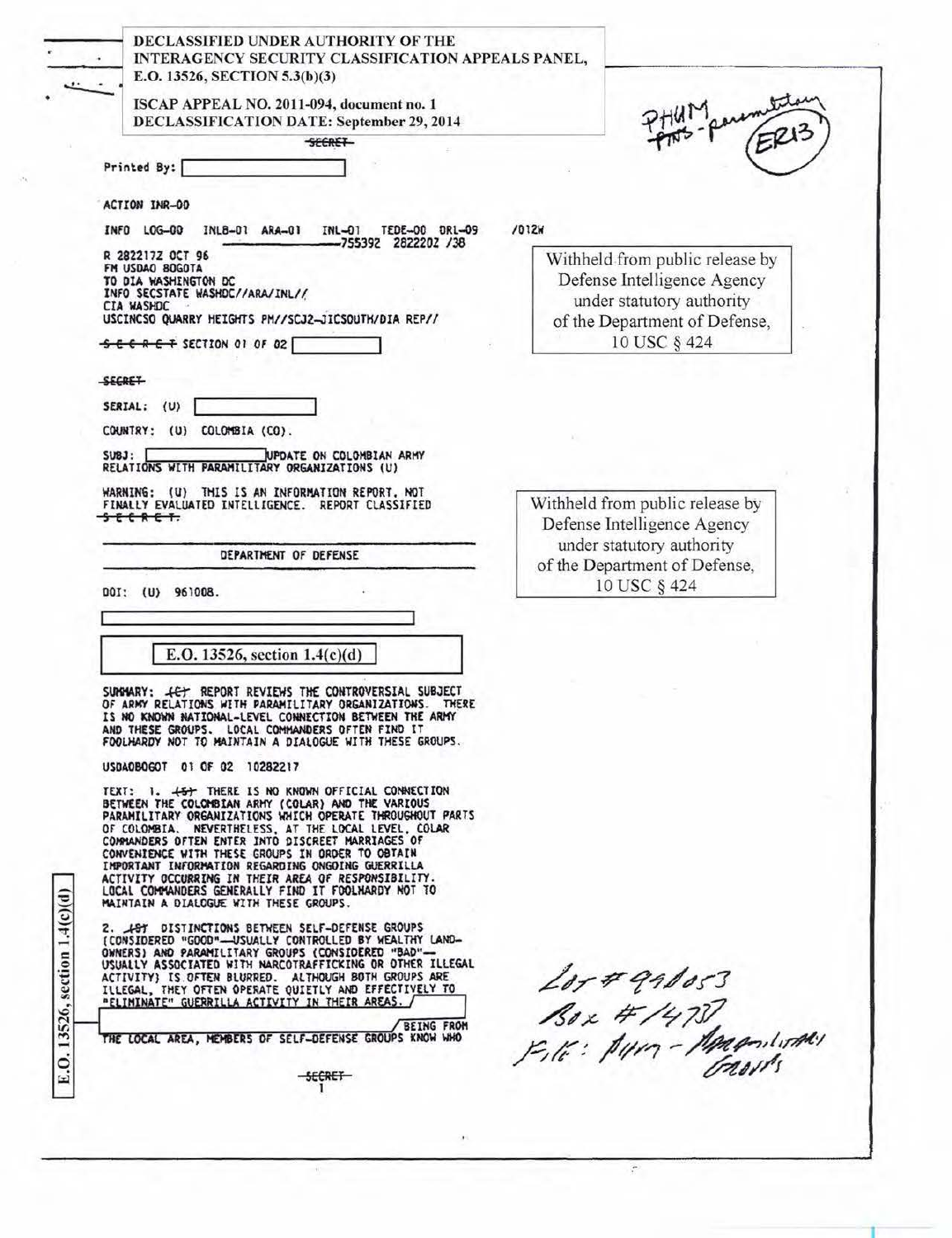DECLASSIFIED UNDER AUTHORITY OF THE INTERAGENCY SECURITY CLASSIFICATION APPEALS PANEL, E.O. 13526, SECTION 5.3(b)(3)

ISCAP APPEAL NO. 2011-094, document no. 1
DECLASSIFICATION DATE: September 29, 2014

~~SECRET~~

PHUM
PTNS - paramilitary
(ER13)

Printed By: [ ]

ACTION INR-00

INFO LOG-00 INLB-01 ARA-01 INL-01 TEDE-00 DRL-09 /012W
-----------755392 282220Z /38

R 282217Z OCT 96
FM USDAO BOGOTA
TO DIA WASHINGTON DC
INFO SECSTATE WASHDC//ARA/INL//
CIA WASHDC
USCINCSO QUARRY HEIGHTS PM//SCJ2-JICSOUTH/DIA REP//

~~S E C R E T~~ SECTION 01 OF 02 [ ]

Withheld from public release by Defense Intelligence Agency under statutory authority of the Department of Defense, 10 USC § 424

~~SECRET~~

SERIAL: (U) [ ]

COUNTRY: (U) COLOMBIA (CO).

SUBJ: [ ] UPDATE ON COLOMBIAN ARMY RELATIONS WITH PARAMILITARY ORGANIZATIONS (U)

WARNING: (U) THIS IS AN INFORMATION REPORT, NOT FINALLY EVALUATED INTELLIGENCE. REPORT CLASSIFIED ~~S E C R E T~~.

Withheld from public release by Defense Intelligence Agency under statutory authority of the Department of Defense, 10 USC § 424

DEPARTMENT OF DEFENSE

DOI: (U) 961008.

[ ]

E.O. 13526, section 1.4(c)(d)

SUMMARY: ~~(C)~~ REPORT REVIEWS THE CONTROVERSIAL SUBJECT OF ARMY RELATIONS WITH PARAMILITARY ORGANIZATIONS. THERE IS NO KNOWN NATIONAL-LEVEL CONNECTION BETWEEN THE ARMY AND THESE GROUPS. LOCAL COMMANDERS OFTEN FIND IT FOOLHARDY NOT TO MAINTAIN A DIALOGUE WITH THESE GROUPS.

USDAOBOGOT 01 OF 02 10282217

TEXT: 1. ~~(S)~~ THERE IS NO KNOWN OFFICIAL CONNECTION BETWEEN THE COLOMBIAN ARMY (COLAR) AND THE VARIOUS PARAMILITARY ORGANIZATIONS WHICH OPERATE THROUGHOUT PARTS OF COLOMBIA. NEVERTHELESS, AT THE LOCAL LEVEL, COLAR COMMANDERS OFTEN ENTER INTO DISCREET MARRIAGES OF CONVENIENCE WITH THESE GROUPS IN ORDER TO OBTAIN IMPORTANT INFORMATION REGARDING ONGOING GUERRILLA ACTIVITY OCCURRING IN THEIR AREA OF RESPONSIBILITY. LOCAL COMMANDERS GENERALLY FIND IT FOOLHARDY NOT TO MAINTAIN A DIALOGUE WITH THESE GROUPS.

2. ~~(S)~~ DISTINCTIONS BETWEEN SELF-DEFENSE GROUPS (CONSIDERED "GOOD"--USUALLY CONTROLLED BY WEALTHY LAND-OWNERS) AND PARAMILITARY GROUPS (CONSIDERED "BAD"--USUALLY ASSOCIATED WITH NARCOTRAFFICKING OR OTHER ILLEGAL ACTIVITY) IS OFTEN BLURRED. ALTHOUGH BOTH GROUPS ARE ILLEGAL, THEY OFTEN OPERATE QUIETLY AND EFFECTIVELY TO "ELIMINATE" GUERRILLA ACTIVITY IN THEIR AREAS. [ ] BEING FROM THE LOCAL AREA, MEMBERS OF SELF-DEFENSE GROUPS KNOW WHO

E.O. 13526, section 1.4(c)(d)

Lot # 99d053
Box # 1478
File: Army - Paramilitary Groups

~~SECRET~~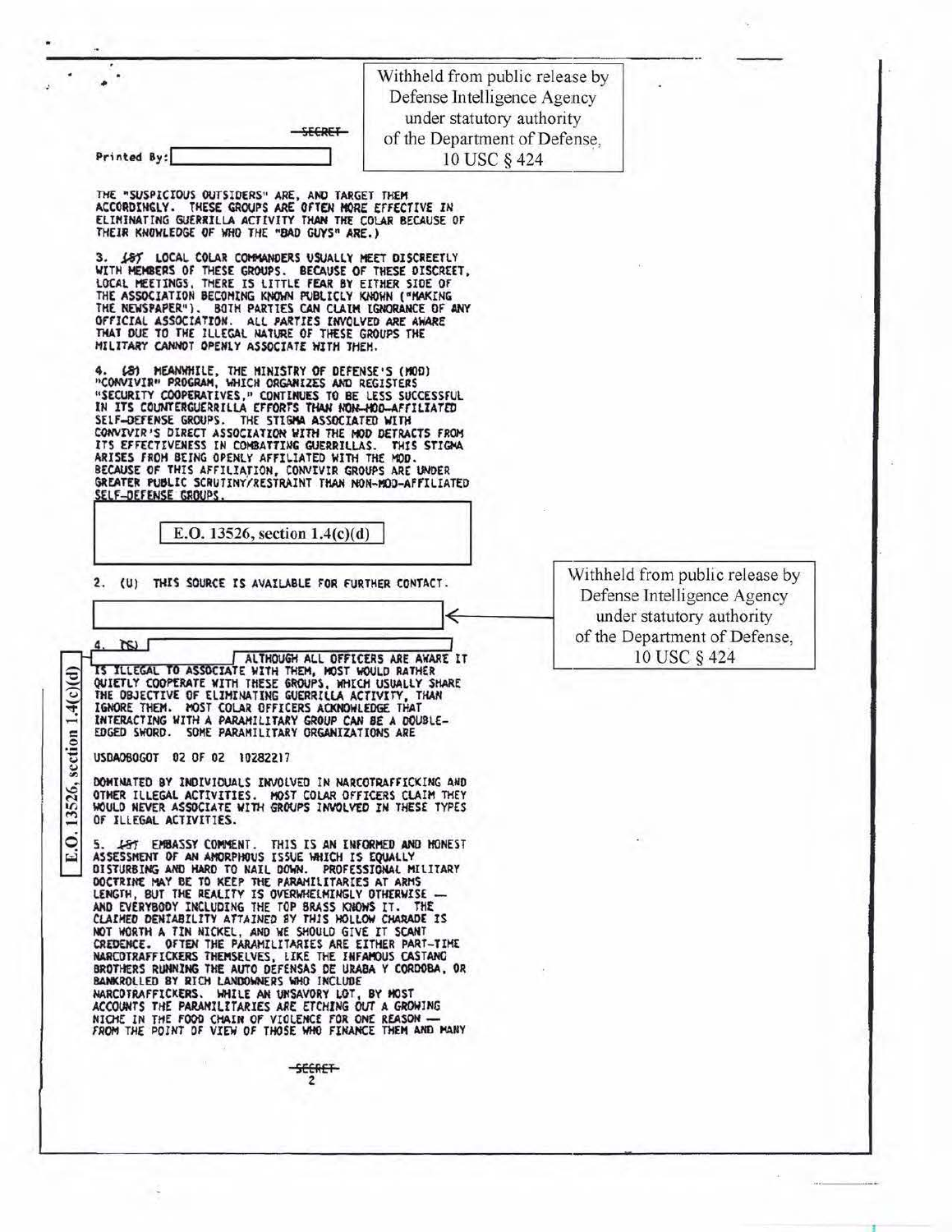Withheld from public release by Defense Intelligence Agency under statutory authority of the Department of Defense, 10 USC § 424

SECRET

Printed By:

THE "SUSPICIOUS OUTSIDERS" ARE, AND TARGET THEM ACCORDINGLY. THESE GROUPS ARE OFTEN MORE EFFECTIVE IN ELIMINATING GUERRILLA ACTIVITY THAN THE COLAR BECAUSE OF THEIR KNOWLEDGE OF WHO THE "BAD GUYS" ARE.)

3. (S) LOCAL COLAR COMMANDERS USUALLY MEET DISCREETLY WITH MEMBERS OF THESE GROUPS. BECAUSE OF THESE DISCREET, LOCAL MEETINGS, THERE IS LITTLE FEAR BY EITHER SIDE OF THE ASSOCIATION BECOMING KNOWN PUBLICLY KNOWN ("MAKING THE NEWSPAPER"). BOTH PARTIES CAN CLAIM IGNORANCE OF ANY OFFICIAL ASSOCIATION. ALL PARTIES INVOLVED ARE AWARE THAT DUE TO THE ILLEGAL NATURE OF THESE GROUPS THE MILITARY CANNOT OPENLY ASSOCIATE WITH THEM.

4. (S) MEANWHILE, THE MINISTRY OF DEFENSE'S (MOD) "CONVIVIR" PROGRAM, WHICH ORGANIZES AND REGISTERS "SECURITY COOPERATIVES," CONTINUES TO BE LESS SUCCESSFUL IN ITS COUNTERGUERRILLA EFFORTS THAN NON-MOD-AFFILIATED SELF-DEFENSE GROUPS. THE STIGMA ASSOCIATED WITH CONVIVIR'S DIRECT ASSOCIATION WITH THE MOD DETRACTS FROM ITS EFFECTIVENESS IN COMBATTING GUERRILLAS. THIS STIGMA ARISES FROM BEING OPENLY AFFILIATED WITH THE MOD. BECAUSE OF THIS AFFILIATION, CONVIVIR GROUPS ARE UNDER GREATER PUBLIC SCRUTINY/RESTRAINT THAN NON-MOD-AFFILIATED SELF-DEFENSE GROUPS.

E.O. 13526, section 1.4(c)(d)

2. (U) THIS SOURCE IS AVAILABLE FOR FURTHER CONTACT.

Withheld from public release by Defense Intelligence Agency under statutory authority of the Department of Defense, 10 USC § 424

4. (S) ALTHOUGH ALL OFFICERS ARE AWARE IT IS ILLEGAL TO ASSOCIATE WITH THEM, MOST WOULD RATHER QUIETLY COOPERATE WITH THESE GROUPS, WHICH USUALLY SHARE THE OBJECTIVE OF ELIMINATING GUERRILLA ACTIVITY, THAN IGNORE THEM. MOST COLAR OFFICERS ACKNOWLEDGE THAT INTERACTING WITH A PARAMILITARY GROUP CAN BE A DOUBLE-EDGED SWORD. SOME PARAMILITARY ORGANIZATIONS ARE

E.O. 13526, section 1.4(c)(d)

USDAOBOGOT 02 OF 02 10282217

DOMINATED BY INDIVIDUALS INVOLVED IN NARCOTRAFFICKING AND OTHER ILLEGAL ACTIVITIES. MOST COLAR OFFICERS CLAIM THEY WOULD NEVER ASSOCIATE WITH GROUPS INVOLVED IN THESE TYPES OF ILLEGAL ACTIVITIES.

5. (S) EMBASSY COMMENT. THIS IS AN INFORMED AND HONEST ASSESSMENT OF AN AMORPHOUS ISSUE WHICH IS EQUALLY DISTURBING AND HARD TO NAIL DOWN. PROFESSIONAL MILITARY DOCTRINE MAY BE TO KEEP THE PARAMILITARIES AT ARMS LENGTH, BUT THE REALITY IS OVERWHELMINGLY OTHERWISE — AND EVERYBODY INCLUDING THE TOP BRASS KNOWS IT. THE CLAIMED DENIABILITY ATTAINED BY THIS HOLLOW CHARADE IS NOT WORTH A TIN NICKEL, AND WE SHOULD GIVE IT SCANT CREDENCE. OFTEN THE PARAMILITARIES ARE EITHER PART-TIME NARCOTRAFFICKERS THEMSELVES, LIKE THE INFAMOUS CASTANO BROTHERS RUNNING THE AUTO DEFENSAS DE URABA Y CORDOBA, OR BANKROLLED BY RICH LANDOWNERS WHO INCLUDE NARCOTRAFFICKERS. WHILE AN UNSAVORY LOT, BY MOST ACCOUNTS THE PARAMILITARIES ARE ETCHING OUT A GROWING NICHE IN THE FOOD CHAIN OF VIOLENCE FOR ONE REASON — FROM THE POINT OF VIEW OF THOSE WHO FINANCE THEM AND MANY

SECRET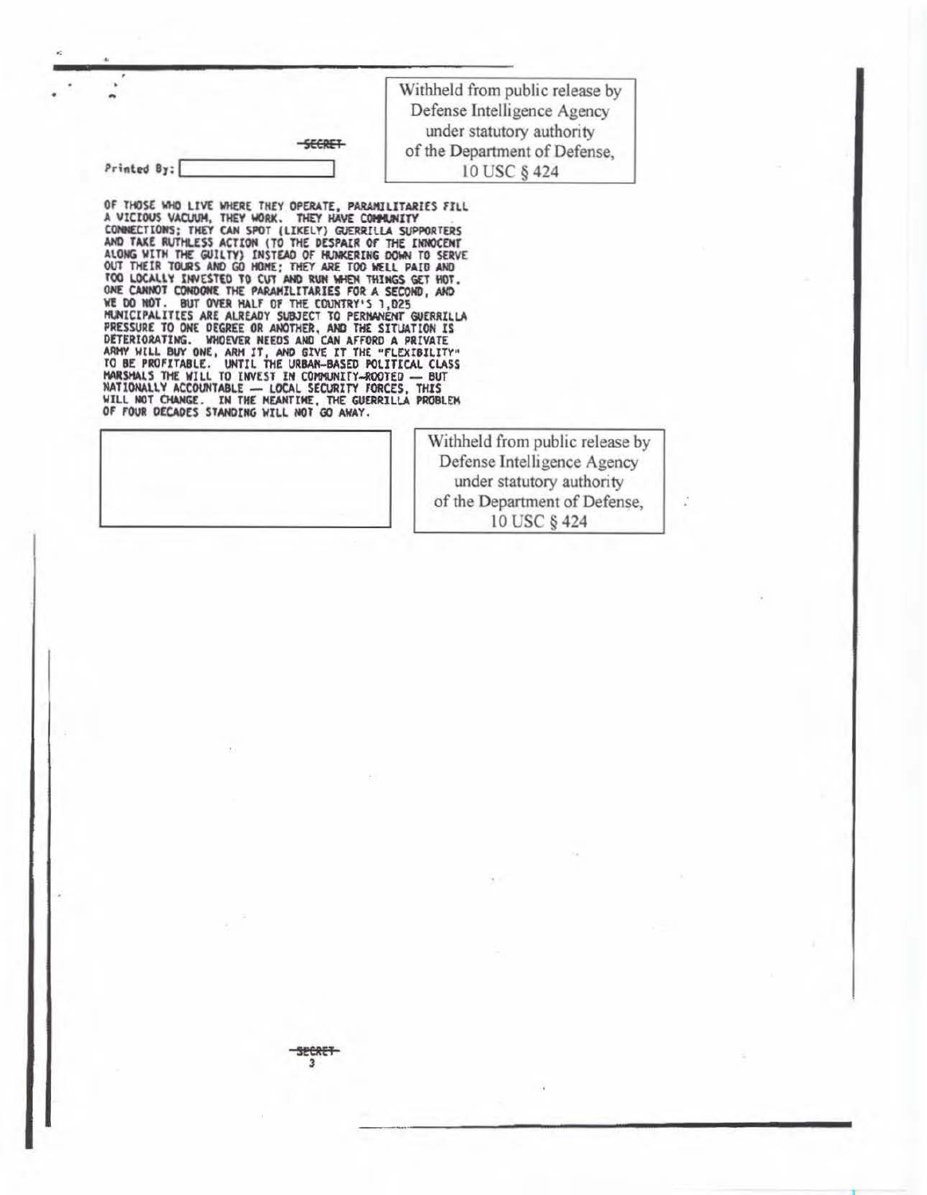Withheld from public release by Defense Intelligence Agency under statutory authority of the Department of Defense, 10 USC § 424

~~SECRET~~

Printed By:

OF THOSE WHO LIVE WHERE THEY OPERATE, PARAMILITARIES FILL A VICIOUS VACUUM, THEY WORK. THEY HAVE COMMUNITY CONNECTIONS; THEY CAN SPOT (LIKELY) GUERRILLA SUPPORTERS AND TAKE RUTHLESS ACTION (TO THE DESPAIR OF THE INNOCENT ALONG WITH THE GUILTY) INSTEAD OF HUNKERING DOWN TO SERVE OUT THEIR TOURS AND GO HOME; THEY ARE TOO WELL PAID AND TOO LOCALLY INVESTED TO CUT AND RUN WHEN THINGS GET HOT. ONE CANNOT CONDONE THE PARAMILITARIES FOR A SECOND, AND WE DO NOT. BUT OVER HALF OF THE COUNTRY'S 1,025 MUNICIPALITIES ARE ALREADY SUBJECT TO PERMANENT GUERRILLA PRESSURE TO ONE DEGREE OR ANOTHER, AND THE SITUATION IS DETERIORATING. WHOEVER NEEDS AND CAN AFFORD A PRIVATE ARMY WILL BUY ONE, ARM IT, AND GIVE IT THE "FLEXIBILITY" TO BE PROFITABLE. UNTIL THE URBAN-BASED POLITICAL CLASS MARSHALS THE WILL TO INVEST IN COMMUNITY-ROOTED — BUT NATIONALLY ACCOUNTABLE — LOCAL SECURITY FORCES, THIS WILL NOT CHANGE. IN THE MEANTIME, THE GUERRILLA PROBLEM OF FOUR DECADES STANDING WILL NOT GO AWAY.

Withheld from public release by Defense Intelligence Agency under statutory authority of the Department of Defense, 10 USC § 424

~~SECRET~~